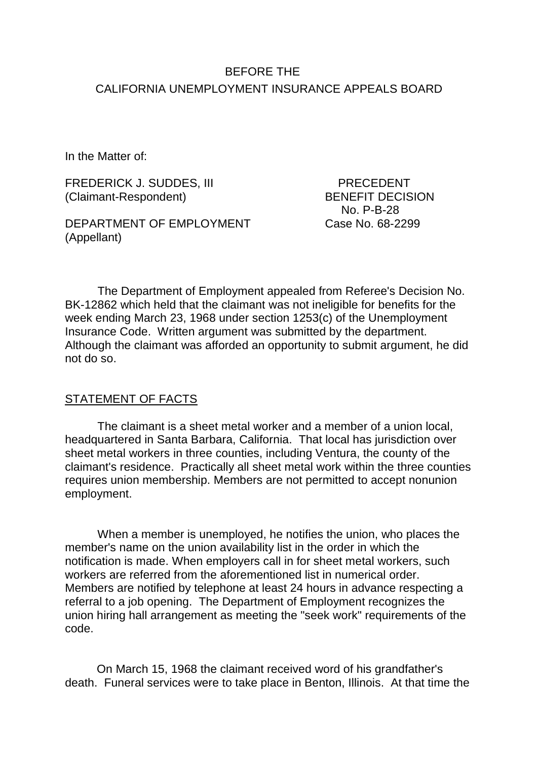BEFORE THE

CALIFORNIA UNEMPLOYMENT INSURANCE APPEALS BOARD

In the Matter of:

FREDERICK J. SUDDES, III
(Claimant-Respondent)

DEPARTMENT OF EMPLOYMENT
(Appellant)

PRECEDENT
BENEFIT DECISION
No. P-B-28
Case No. 68-2299

The Department of Employment appealed from Referee's Decision No. BK-12862 which held that the claimant was not ineligible for benefits for the week ending March 23, 1968 under section 1253(c) of the Unemployment Insurance Code. Written argument was submitted by the department. Although the claimant was afforded an opportunity to submit argument, he did not do so.

STATEMENT OF FACTS

The claimant is a sheet metal worker and a member of a union local, headquartered in Santa Barbara, California. That local has jurisdiction over sheet metal workers in three counties, including Ventura, the county of the claimant's residence. Practically all sheet metal work within the three counties requires union membership. Members are not permitted to accept nonunion employment.

When a member is unemployed, he notifies the union, who places the member's name on the union availability list in the order in which the notification is made. When employers call in for sheet metal workers, such workers are referred from the aforementioned list in numerical order. Members are notified by telephone at least 24 hours in advance respecting a referral to a job opening. The Department of Employment recognizes the union hiring hall arrangement as meeting the "seek work" requirements of the code.

On March 15, 1968 the claimant received word of his grandfather's death. Funeral services were to take place in Benton, Illinois. At that time the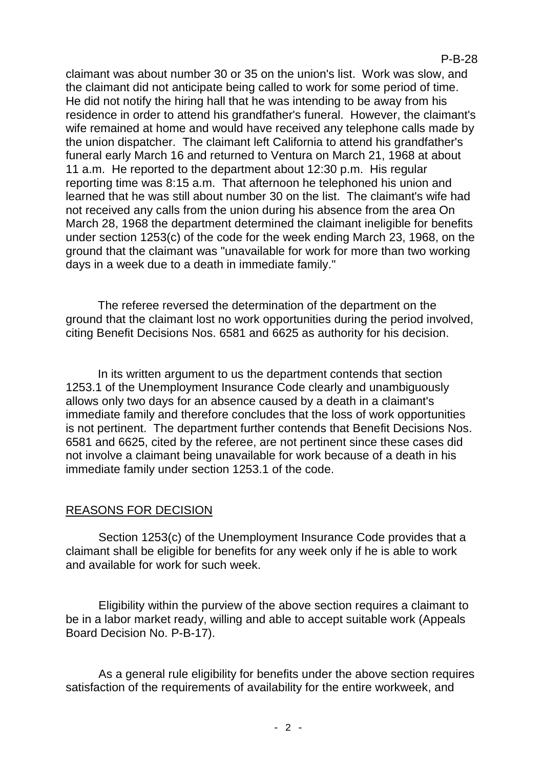claimant was about number 30 or 35 on the union's list. Work was slow, and the claimant did not anticipate being called to work for some period of time. He did not notify the hiring hall that he was intending to be away from his residence in order to attend his grandfather's funeral. However, the claimant's wife remained at home and would have received any telephone calls made by the union dispatcher. The claimant left California to attend his grandfather's funeral early March 16 and returned to Ventura on March 21, 1968 at about 11 a.m. He reported to the department about 12:30 p.m. His regular reporting time was 8:15 a.m. That afternoon he telephoned his union and learned that he was still about number 30 on the list. The claimant's wife had not received any calls from the union during his absence from the area On March 28, 1968 the department determined the claimant ineligible for benefits under section 1253(c) of the code for the week ending March 23, 1968, on the ground that the claimant was "unavailable for work for more than two working days in a week due to a death in immediate family."

The referee reversed the determination of the department on the ground that the claimant lost no work opportunities during the period involved, citing Benefit Decisions Nos. 6581 and 6625 as authority for his decision.

In its written argument to us the department contends that section 1253.1 of the Unemployment Insurance Code clearly and unambiguously allows only two days for an absence caused by a death in a claimant's immediate family and therefore concludes that the loss of work opportunities is not pertinent. The department further contends that Benefit Decisions Nos. 6581 and 6625, cited by the referee, are not pertinent since these cases did not involve a claimant being unavailable for work because of a death in his immediate family under section 1253.1 of the code.

## REASONS FOR DECISION

Section 1253(c) of the Unemployment Insurance Code provides that a claimant shall be eligible for benefits for any week only if he is able to work and available for work for such week.

Eligibility within the purview of the above section requires a claimant to be in a labor market ready, willing and able to accept suitable work (Appeals Board Decision No. P-B-17).

As a general rule eligibility for benefits under the above section requires satisfaction of the requirements of availability for the entire workweek, and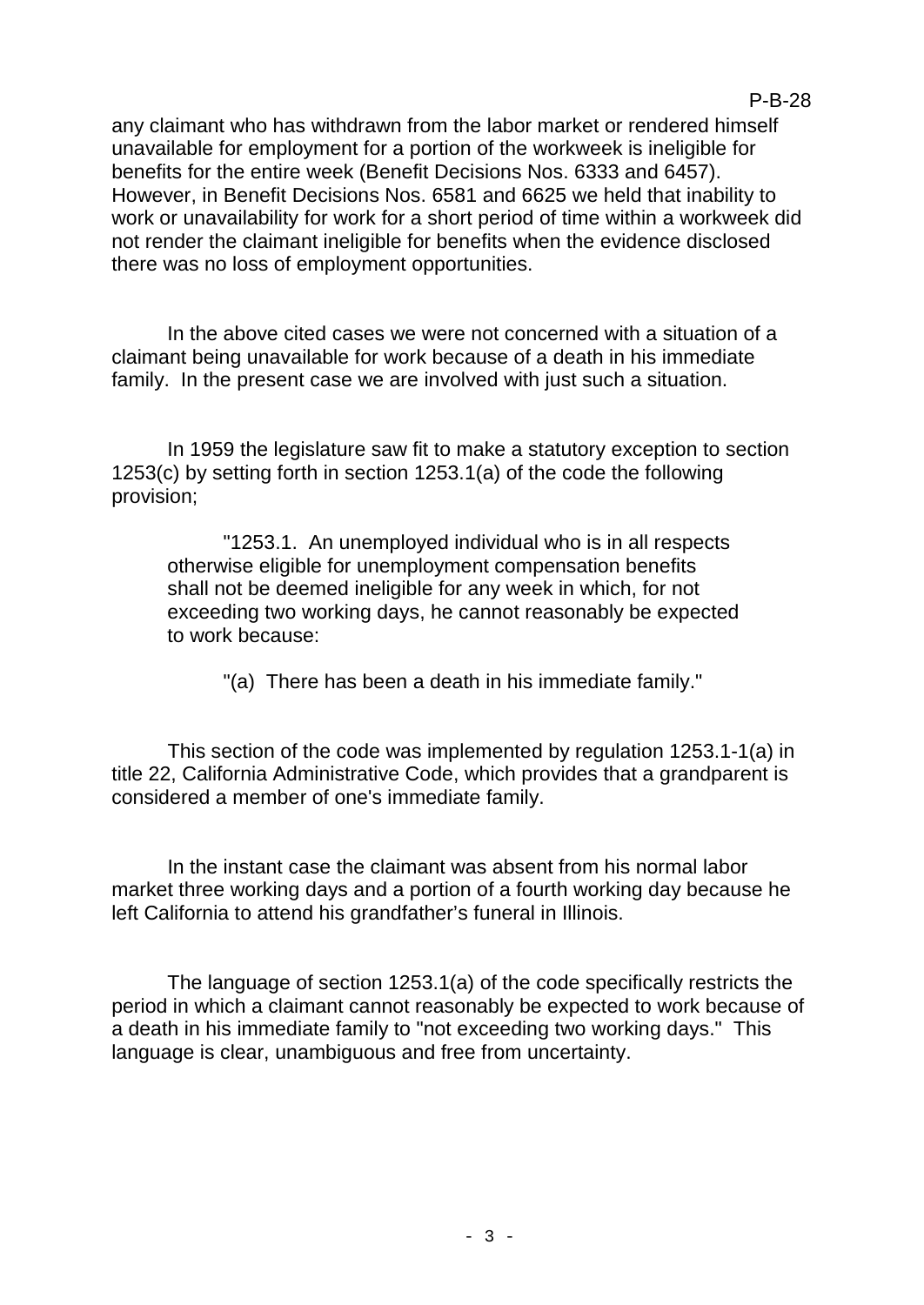any claimant who has withdrawn from the labor market or rendered himself unavailable for employment for a portion of the workweek is ineligible for benefits for the entire week (Benefit Decisions Nos. 6333 and 6457). However, in Benefit Decisions Nos. 6581 and 6625 we held that inability to work or unavailability for work for a short period of time within a workweek did not render the claimant ineligible for benefits when the evidence disclosed there was no loss of employment opportunities.

In the above cited cases we were not concerned with a situation of a claimant being unavailable for work because of a death in his immediate family. In the present case we are involved with just such a situation.

In 1959 the legislature saw fit to make a statutory exception to section 1253(c) by setting forth in section 1253.1(a) of the code the following provision;

> "1253.1. An unemployed individual who is in all respects otherwise eligible for unemployment compensation benefits shall not be deemed ineligible for any week in which, for not exceeding two working days, he cannot reasonably be expected to work because:
>
> "(a) There has been a death in his immediate family."

This section of the code was implemented by regulation 1253.1-1(a) in title 22, California Administrative Code, which provides that a grandparent is considered a member of one's immediate family.

In the instant case the claimant was absent from his normal labor market three working days and a portion of a fourth working day because he left California to attend his grandfather's funeral in Illinois.

The language of section 1253.1(a) of the code specifically restricts the period in which a claimant cannot reasonably be expected to work because of a death in his immediate family to "not exceeding two working days." This language is clear, unambiguous and free from uncertainty.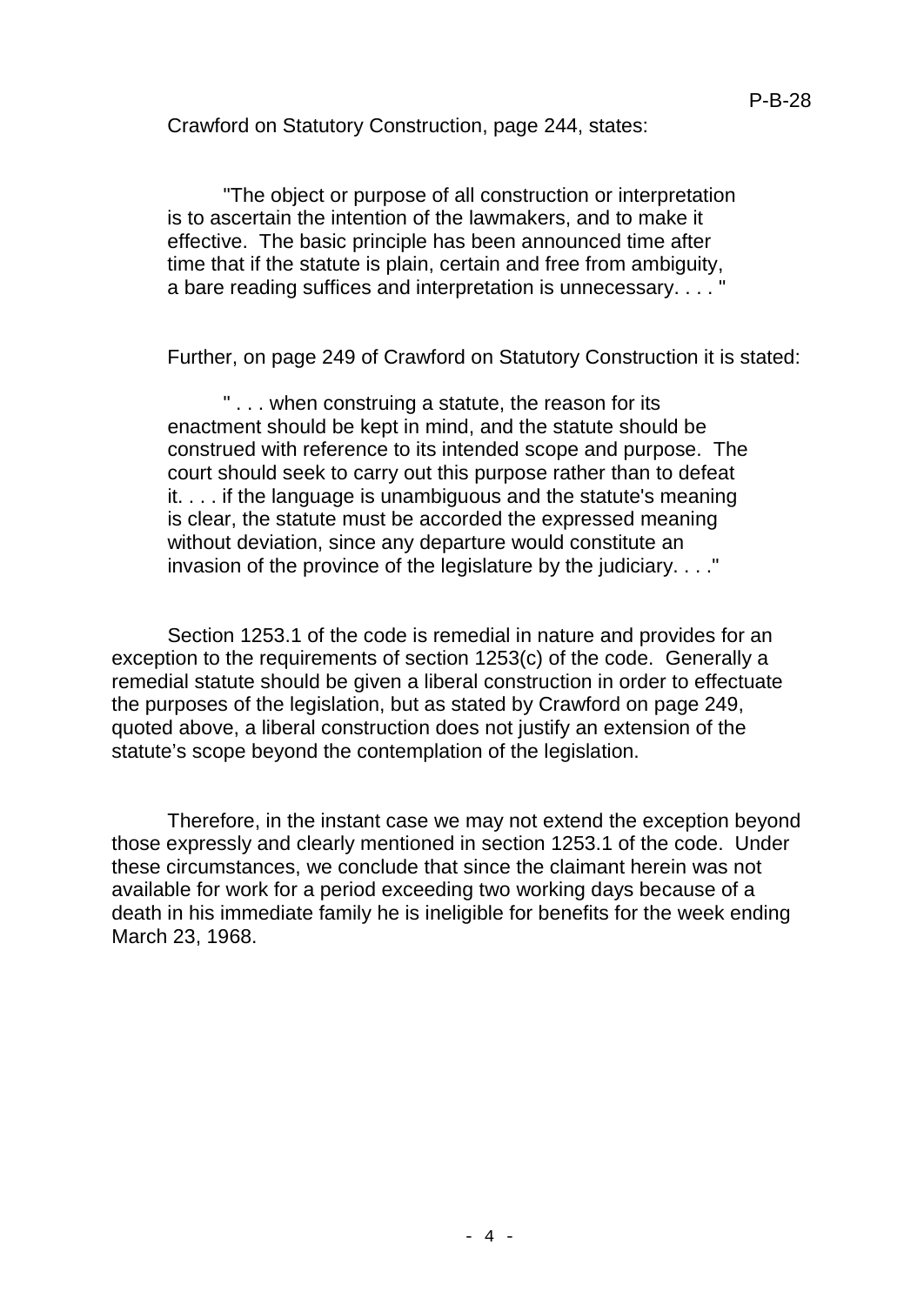Crawford on Statutory Construction, page 244, states:

> "The object or purpose of all construction or interpretation is to ascertain the intention of the lawmakers, and to make it effective. The basic principle has been announced time after time that if the statute is plain, certain and free from ambiguity, a bare reading suffices and interpretation is unnecessary. . . . "

Further, on page 249 of Crawford on Statutory Construction it is stated:

> " . . . when construing a statute, the reason for its enactment should be kept in mind, and the statute should be construed with reference to its intended scope and purpose. The court should seek to carry out this purpose rather than to defeat it. . . . if the language is unambiguous and the statute's meaning is clear, the statute must be accorded the expressed meaning without deviation, since any departure would constitute an invasion of the province of the legislature by the judiciary. . . ."

Section 1253.1 of the code is remedial in nature and provides for an exception to the requirements of section 1253(c) of the code. Generally a remedial statute should be given a liberal construction in order to effectuate the purposes of the legislation, but as stated by Crawford on page 249, quoted above, a liberal construction does not justify an extension of the statute's scope beyond the contemplation of the legislation.

Therefore, in the instant case we may not extend the exception beyond those expressly and clearly mentioned in section 1253.1 of the code. Under these circumstances, we conclude that since the claimant herein was not available for work for a period exceeding two working days because of a death in his immediate family he is ineligible for benefits for the week ending March 23, 1968.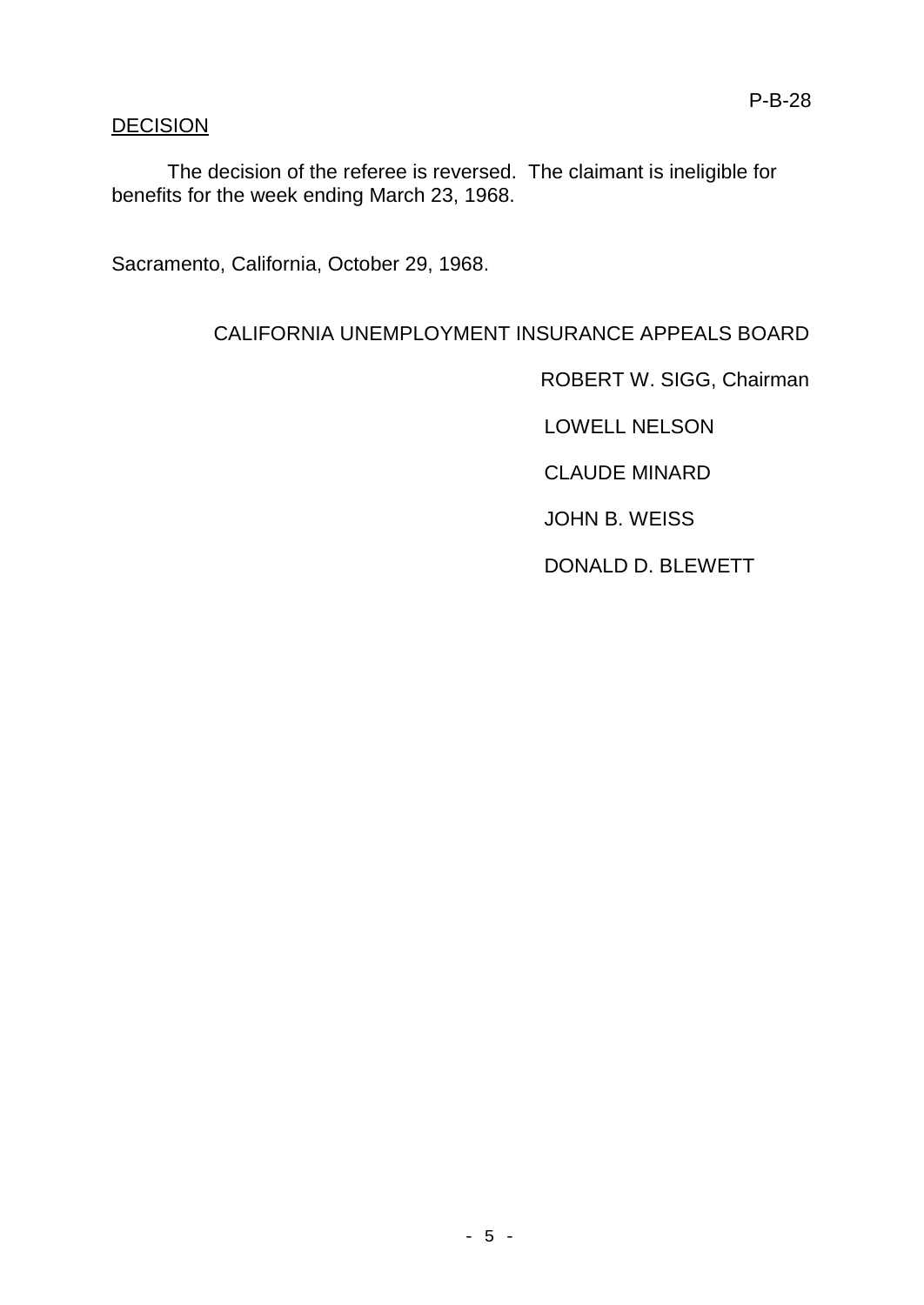## DECISION

The decision of the referee is reversed. The claimant is ineligible for benefits for the week ending March 23, 1968.

Sacramento, California, October 29, 1968.

CALIFORNIA UNEMPLOYMENT INSURANCE APPEALS BOARD

ROBERT W. SIGG, Chairman

LOWELL NELSON

CLAUDE MINARD

JOHN B. WEISS

DONALD D. BLEWETT